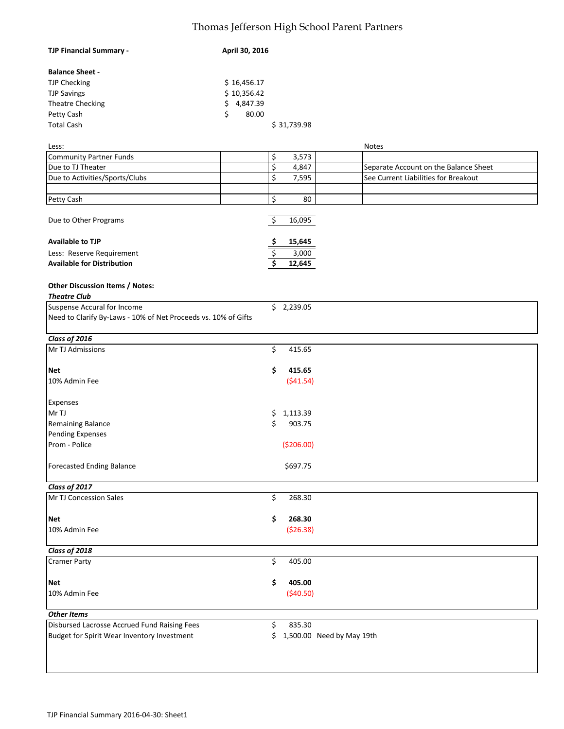# Thomas Jefferson High School Parent Partners

**TJP Financial Summary -** **April 30, 2016**

**Balance Sheet -**

| | | |
|---|---|---|
| TJP Checking | $ 16,456.17 | |
| TJP Savings | $ 10,356.42 | |
| Theatre Checking | $ 4,847.39 | |
| Petty Cash | $ 80.00 | |
| Total Cash | | $ 31,739.98 |

| Less: | | | | Notes |
|---|---|---|---|---|
| Community Partner Funds | | $ 3,573 | | |
| Due to TJ Theater | | $ 4,847 | | Separate Account on the Balance Sheet |
| Due to Activities/Sports/Clubs | | $ 7,595 | | See Current Liabilities for Breakout |
| | | | | |
| Petty Cash | | $ 80 | | |

| | |
|---|---|
| Due to Other Programs | $ 16,095 |
| **Available to TJP** | **$ 15,645** |
| Less: Reserve Requirement | $ 3,000 |
| **Available for Distribution** | **$ 12,645** |

**Other Discussion Items / Notes:**

***Theatre Club***

| | |
|---|---|
| Suspense Accural for Income | $ 2,239.05 |
| Need to Clarify By-Laws - 10% of Net Proceeds vs. 10% of Gifts | |

***Class of 2016***

| | |
|---|---|
| Mr TJ Admissions | $ 415.65 |
| **Net** | **$ 415.65** |
| 10% Admin Fee | ($41.54) |
| Expenses | |
| Mr TJ | $ 1,113.39 |
| Remaining Balance | $ 903.75 |
| Pending Expenses | |
| Prom - Police | ($206.00) |
| Forecasted Ending Balance | $697.75 |

***Class of 2017***

| | |
|---|---|
| Mr TJ Concession Sales | $ 268.30 |
| **Net** | **$ 268.30** |
| 10% Admin Fee | ($26.38) |

***Class of 2018***

| | |
|---|---|
| Cramer Party | $ 405.00 |
| **Net** | **$ 405.00** |
| 10% Admin Fee | ($40.50) |

***Other Items***

| | | |
|---|---|---|
| Disbursed Lacrosse Accrued Fund Raising Fees | $ 835.30 | |
| Budget for Spirit Wear Inventory Investment | $ 1,500.00 | Need by May 19th |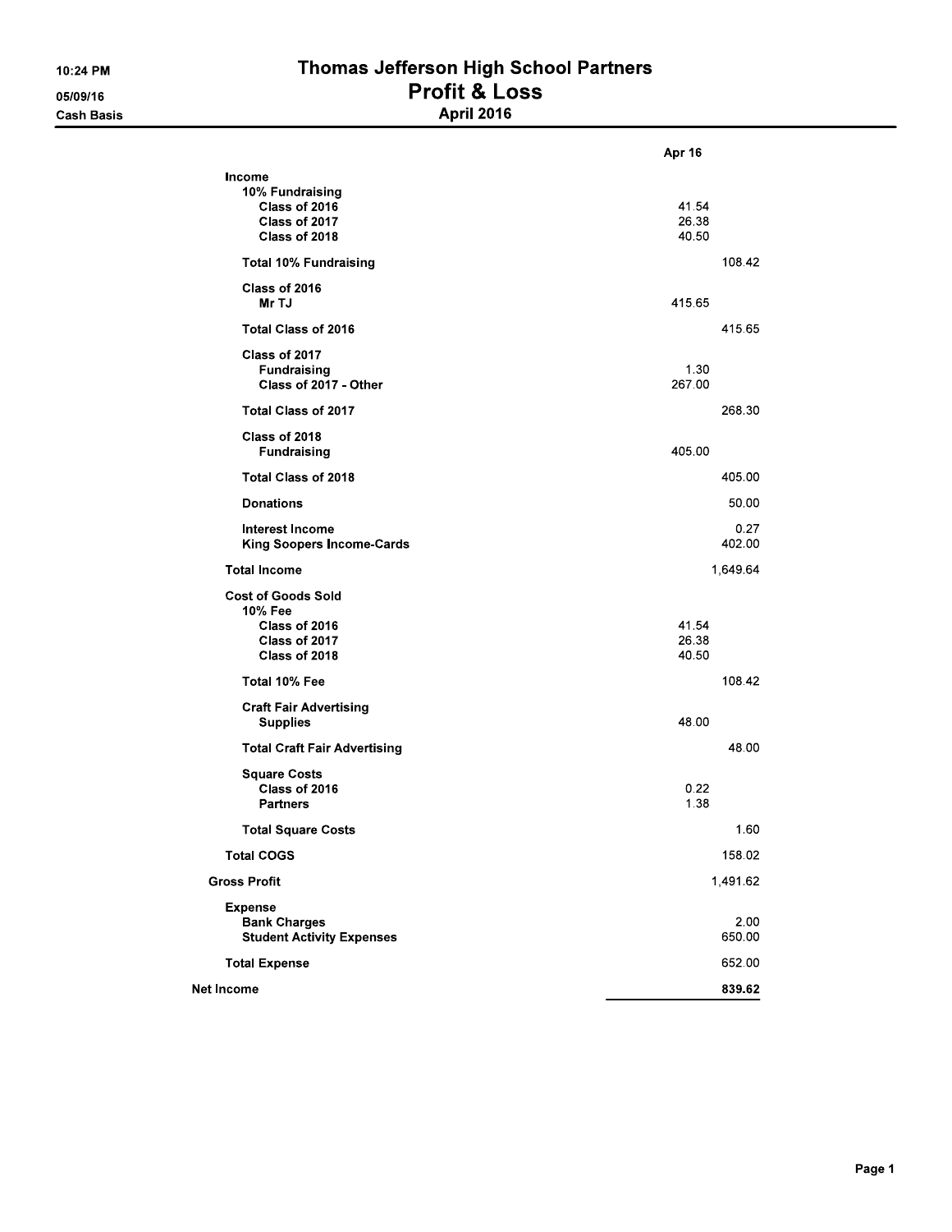# Thomas Jefferson High School Partners

## Profit & Loss

### April 2016

10:24 PM
05/09/16
Cash Basis

| | | Apr 16 |
|---|---|---|
| **Income** | | |
| **10% Fundraising** | | |
| **Class of 2016** | 41.54 | |
| **Class of 2017** | 26.38 | |
| **Class of 2018** | 40.50 | |
| **Total 10% Fundraising** | | 108.42 |
| **Class of 2016** | | |
| **Mr TJ** | 415.65 | |
| **Total Class of 2016** | | 415.65 |
| **Class of 2017** | | |
| **Fundraising** | 1.30 | |
| **Class of 2017 - Other** | 267.00 | |
| **Total Class of 2017** | | 268.30 |
| **Class of 2018** | | |
| **Fundraising** | 405.00 | |
| **Total Class of 2018** | | 405.00 |
| **Donations** | | 50.00 |
| **Interest Income** | | 0.27 |
| **King Soopers Income-Cards** | | 402.00 |
| **Total Income** | | 1,649.64 |
| **Cost of Goods Sold** | | |
| **10% Fee** | | |
| **Class of 2016** | 41.54 | |
| **Class of 2017** | 26.38 | |
| **Class of 2018** | 40.50 | |
| **Total 10% Fee** | | 108.42 |
| **Craft Fair Advertising** | | |
| **Supplies** | 48.00 | |
| **Total Craft Fair Advertising** | | 48.00 |
| **Square Costs** | | |
| **Class of 2016** | 0.22 | |
| **Partners** | 1.38 | |
| **Total Square Costs** | | 1.60 |
| **Total COGS** | | 158.02 |
| **Gross Profit** | | 1,491.62 |
| **Expense** | | |
| **Bank Charges** | | 2.00 |
| **Student Activity Expenses** | | 650.00 |
| **Total Expense** | | 652.00 |
| **Net Income** | | **839.62** |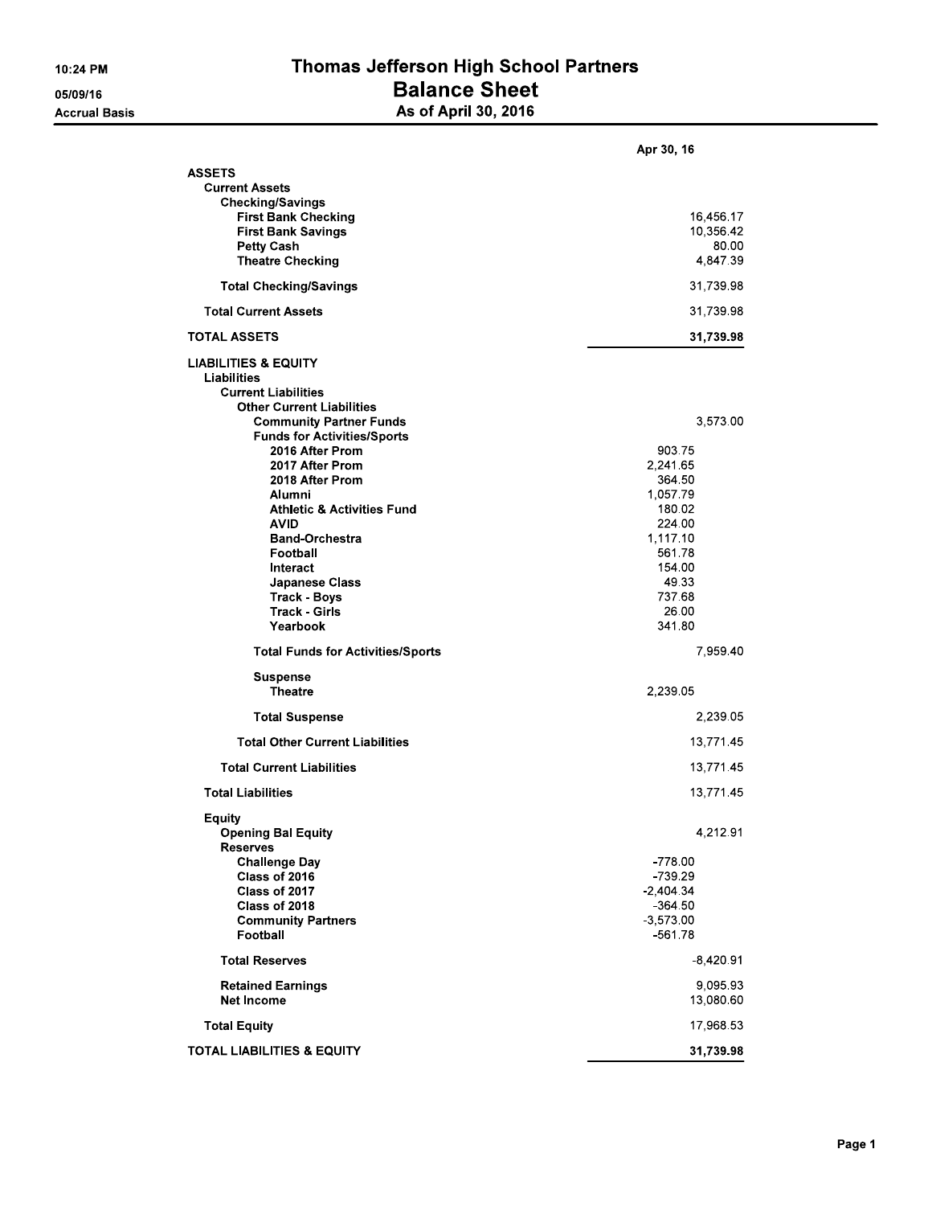# Thomas Jefferson High School Partners

## Balance Sheet

### As of April 30, 2016

10:24 PM
05/09/16
Accrual Basis

| | | Apr 30, 16 |
|---|---|---|
| **ASSETS** | | |
| **Current Assets** | | |
| **Checking/Savings** | | |
| **First Bank Checking** | | 16,456.17 |
| **First Bank Savings** | | 10,356.42 |
| **Petty Cash** | | 80.00 |
| **Theatre Checking** | | 4,847.39 |
| **Total Checking/Savings** | | 31,739.98 |
| **Total Current Assets** | | 31,739.98 |
| **TOTAL ASSETS** | | **31,739.98** |
| **LIABILITIES & EQUITY** | | |
| **Liabilities** | | |
| **Current Liabilities** | | |
| **Other Current Liabilities** | | |
| **Community Partner Funds** | | 3,573.00 |
| **Funds for Activities/Sports** | | |
| **2016 After Prom** | 903.75 | |
| **2017 After Prom** | 2,241.65 | |
| **2018 After Prom** | 364.50 | |
| **Alumni** | 1,057.79 | |
| **Athletic & Activities Fund** | 180.02 | |
| **AVID** | 224.00 | |
| **Band-Orchestra** | 1,117.10 | |
| **Football** | 561.78 | |
| **Interact** | 154.00 | |
| **Japanese Class** | 49.33 | |
| **Track - Boys** | 737.68 | |
| **Track - Girls** | 26.00 | |
| **Yearbook** | 341.80 | |
| **Total Funds for Activities/Sports** | | 7,959.40 |
| **Suspense** | | |
| **Theatre** | 2,239.05 | |
| **Total Suspense** | | 2,239.05 |
| **Total Other Current Liabilities** | | 13,771.45 |
| **Total Current Liabilities** | | 13,771.45 |
| **Total Liabilities** | | 13,771.45 |
| **Equity** | | |
| **Opening Bal Equity** | | 4,212.91 |
| **Reserves** | | |
| **Challenge Day** | -778.00 | |
| **Class of 2016** | -739.29 | |
| **Class of 2017** | -2,404.34 | |
| **Class of 2018** | -364.50 | |
| **Community Partners** | -3,573.00 | |
| **Football** | -561.78 | |
| **Total Reserves** | | -8,420.91 |
| **Retained Earnings** | | 9,095.93 |
| **Net Income** | | 13,080.60 |
| **Total Equity** | | 17,968.53 |
| **TOTAL LIABILITIES & EQUITY** | | **31,739.98** |